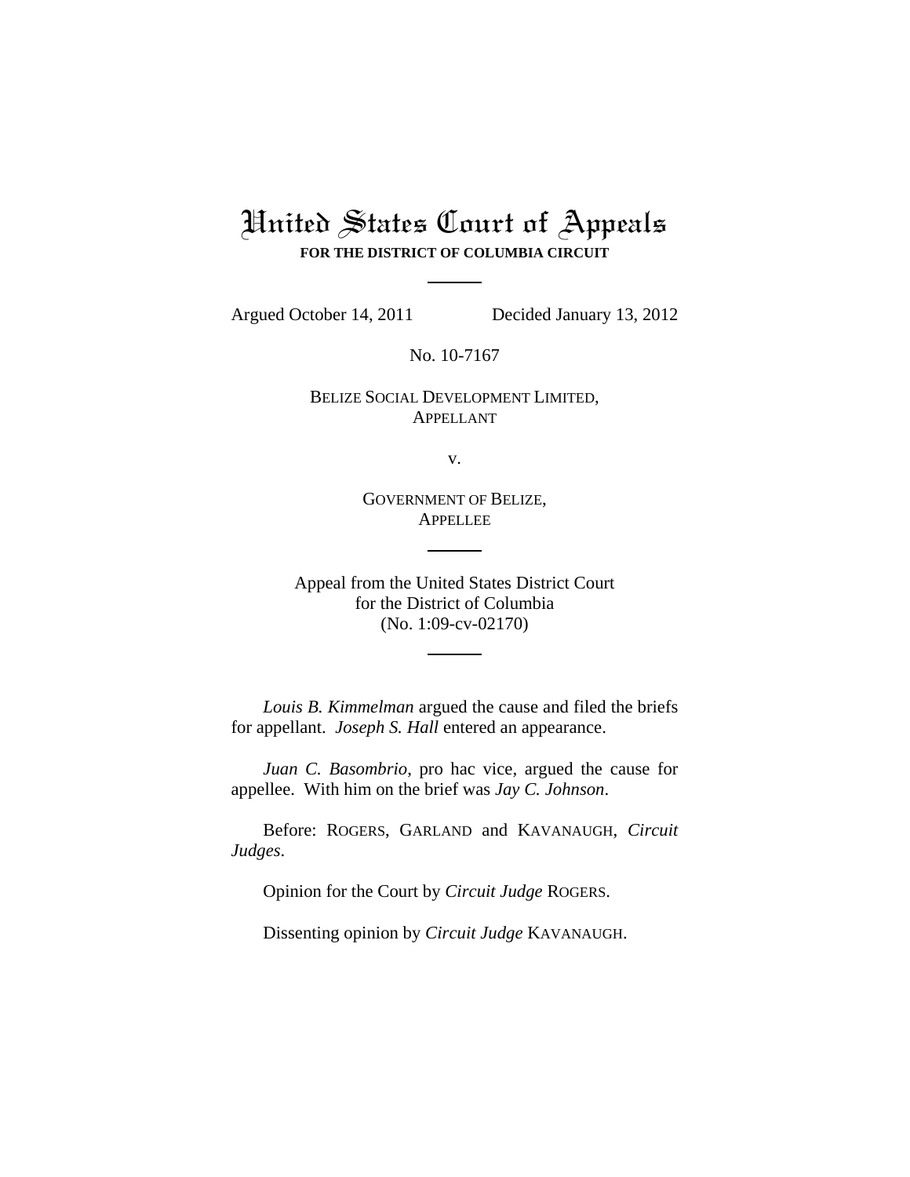# United States Court of Appeals

**FOR THE DISTRICT OF COLUMBIA CIRCUIT**

Argued October 14, 2011 Decided January 13, 2012

No. 10-7167

BELIZE SOCIAL DEVELOPMENT LIMITED,
APPELLANT

v.

GOVERNMENT OF BELIZE,
APPELLEE

Appeal from the United States District Court
for the District of Columbia
(No. 1:09-cv-02170)

*Louis B. Kimmelman* argued the cause and filed the briefs for appellant. *Joseph S. Hall* entered an appearance.

*Juan C. Basombrio*, pro hac vice, argued the cause for appellee. With him on the brief was *Jay C. Johnson*.

Before: ROGERS, GARLAND and KAVANAUGH, *Circuit Judges*.

Opinion for the Court by *Circuit Judge* ROGERS.

Dissenting opinion by *Circuit Judge* KAVANAUGH.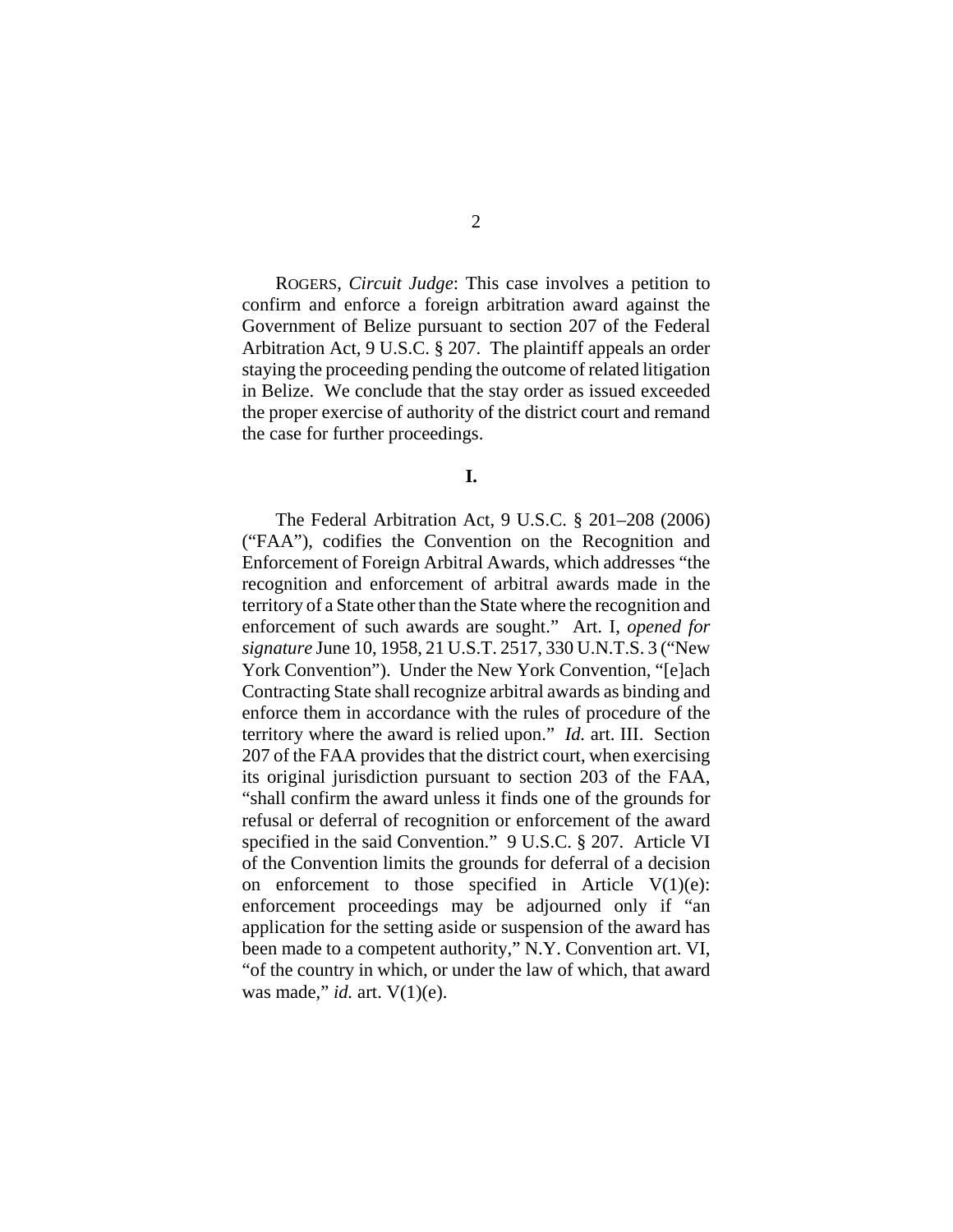ROGERS, *Circuit Judge*: This case involves a petition to confirm and enforce a foreign arbitration award against the Government of Belize pursuant to section 207 of the Federal Arbitration Act, 9 U.S.C. § 207. The plaintiff appeals an order staying the proceeding pending the outcome of related litigation in Belize. We conclude that the stay order as issued exceeded the proper exercise of authority of the district court and remand the case for further proceedings.

**I.**

The Federal Arbitration Act, 9 U.S.C. § 201–208 (2006) ("FAA"), codifies the Convention on the Recognition and Enforcement of Foreign Arbitral Awards, which addresses "the recognition and enforcement of arbitral awards made in the territory of a State other than the State where the recognition and enforcement of such awards are sought." Art. I, *opened for signature* June 10, 1958, 21 U.S.T. 2517, 330 U.N.T.S. 3 ("New York Convention"). Under the New York Convention, "[e]ach Contracting State shall recognize arbitral awards as binding and enforce them in accordance with the rules of procedure of the territory where the award is relied upon." *Id.* art. III. Section 207 of the FAA provides that the district court, when exercising its original jurisdiction pursuant to section 203 of the FAA, "shall confirm the award unless it finds one of the grounds for refusal or deferral of recognition or enforcement of the award specified in the said Convention." 9 U.S.C. § 207. Article VI of the Convention limits the grounds for deferral of a decision on enforcement to those specified in Article V(1)(e): enforcement proceedings may be adjourned only if "an application for the setting aside or suspension of the award has been made to a competent authority," N.Y. Convention art. VI, "of the country in which, or under the law of which, that award was made," *id.* art. V(1)(e).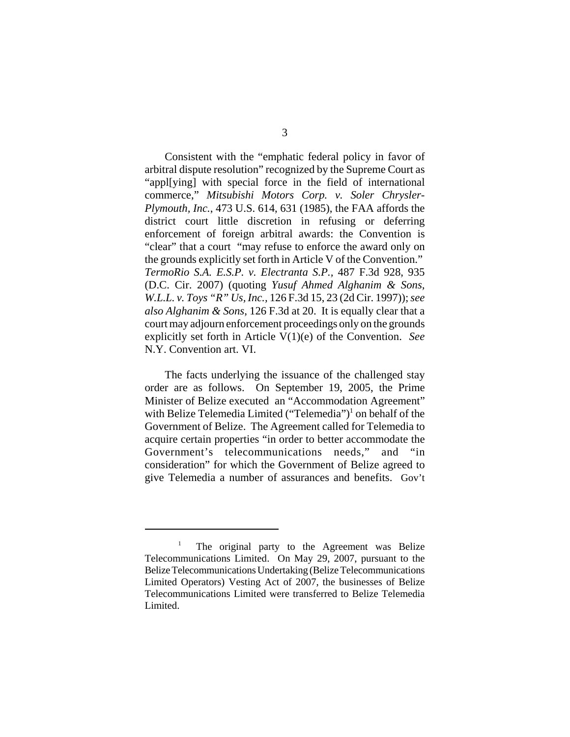Consistent with the "emphatic federal policy in favor of arbitral dispute resolution" recognized by the Supreme Court as "appl[ying] with special force in the field of international commerce," *Mitsubishi Motors Corp. v. Soler Chrysler-Plymouth, Inc.*, 473 U.S. 614, 631 (1985), the FAA affords the district court little discretion in refusing or deferring enforcement of foreign arbitral awards: the Convention is "clear" that a court "may refuse to enforce the award only on the grounds explicitly set forth in Article V of the Convention." *TermoRio S.A. E.S.P. v. Electranta S.P.*, 487 F.3d 928, 935 (D.C. Cir. 2007) (quoting *Yusuf Ahmed Alghanim & Sons, W.L.L. v. Toys "R" Us, Inc.*, 126 F.3d 15, 23 (2d Cir. 1997)); *see also Alghanim & Sons*, 126 F.3d at 20. It is equally clear that a court may adjourn enforcement proceedings only on the grounds explicitly set forth in Article V(1)(e) of the Convention. *See* N.Y. Convention art. VI.

The facts underlying the issuance of the challenged stay order are as follows. On September 19, 2005, the Prime Minister of Belize executed an "Accommodation Agreement" with Belize Telemedia Limited ("Telemedia")[1] on behalf of the Government of Belize. The Agreement called for Telemedia to acquire certain properties "in order to better accommodate the Government's telecommunications needs," and "in consideration" for which the Government of Belize agreed to give Telemedia a number of assurances and benefits. Gov't

---

[1] The original party to the Agreement was Belize Telecommunications Limited. On May 29, 2007, pursuant to the Belize Telecommunications Undertaking (Belize Telecommunications Limited Operators) Vesting Act of 2007, the businesses of Belize Telecommunications Limited were transferred to Belize Telemedia Limited.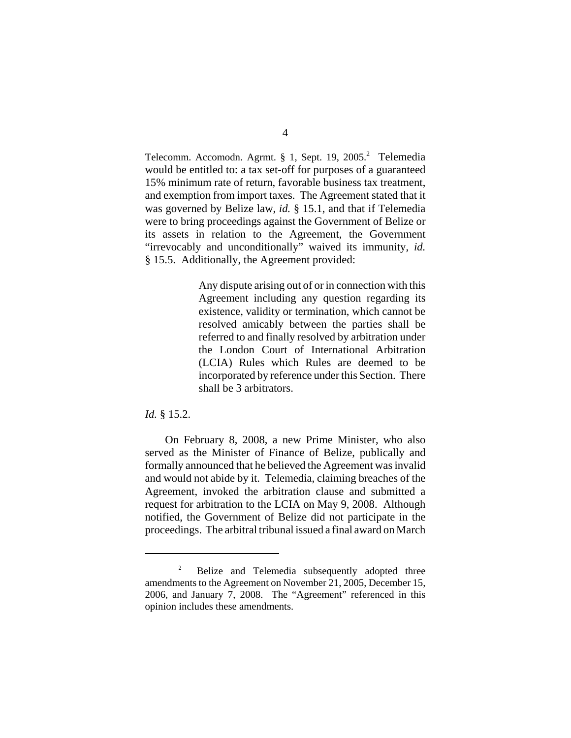Telecomm. Accomodn. Agrmt. § 1, Sept. 19, 2005.[2] Telemedia would be entitled to: a tax set-off for purposes of a guaranteed 15% minimum rate of return, favorable business tax treatment, and exemption from import taxes. The Agreement stated that it was governed by Belize law, *id.* § 15.1, and that if Telemedia were to bring proceedings against the Government of Belize or its assets in relation to the Agreement, the Government "irrevocably and unconditionally" waived its immunity, *id.* § 15.5. Additionally, the Agreement provided:

> Any dispute arising out of or in connection with this Agreement including any question regarding its existence, validity or termination, which cannot be resolved amicably between the parties shall be referred to and finally resolved by arbitration under the London Court of International Arbitration (LCIA) Rules which Rules are deemed to be incorporated by reference under this Section. There shall be 3 arbitrators.

*Id.* § 15.2.

On February 8, 2008, a new Prime Minister, who also served as the Minister of Finance of Belize, publically and formally announced that he believed the Agreement was invalid and would not abide by it. Telemedia, claiming breaches of the Agreement, invoked the arbitration clause and submitted a request for arbitration to the LCIA on May 9, 2008. Although notified, the Government of Belize did not participate in the proceedings. The arbitral tribunal issued a final award on March

---

[2] Belize and Telemedia subsequently adopted three amendments to the Agreement on November 21, 2005, December 15, 2006, and January 7, 2008. The "Agreement" referenced in this opinion includes these amendments.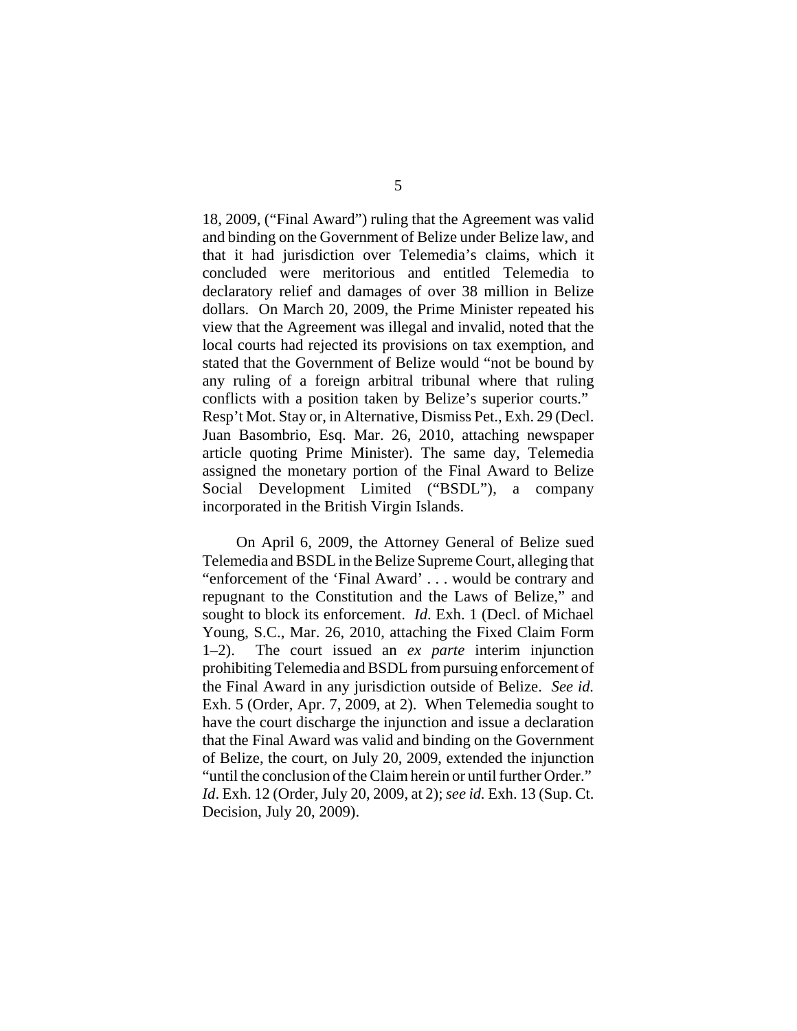18, 2009, ("Final Award") ruling that the Agreement was valid and binding on the Government of Belize under Belize law, and that it had jurisdiction over Telemedia's claims, which it concluded were meritorious and entitled Telemedia to declaratory relief and damages of over 38 million in Belize dollars. On March 20, 2009, the Prime Minister repeated his view that the Agreement was illegal and invalid, noted that the local courts had rejected its provisions on tax exemption, and stated that the Government of Belize would "not be bound by any ruling of a foreign arbitral tribunal where that ruling conflicts with a position taken by Belize's superior courts." Resp't Mot. Stay or, in Alternative, Dismiss Pet., Exh. 29 (Decl. Juan Basombrio, Esq. Mar. 26, 2010, attaching newspaper article quoting Prime Minister). The same day, Telemedia assigned the monetary portion of the Final Award to Belize Social Development Limited ("BSDL"), a company incorporated in the British Virgin Islands.

On April 6, 2009, the Attorney General of Belize sued Telemedia and BSDL in the Belize Supreme Court, alleging that "enforcement of the 'Final Award' . . . would be contrary and repugnant to the Constitution and the Laws of Belize," and sought to block its enforcement. *Id*. Exh. 1 (Decl. of Michael Young, S.C., Mar. 26, 2010, attaching the Fixed Claim Form 1–2). The court issued an *ex parte* interim injunction prohibiting Telemedia and BSDL from pursuing enforcement of the Final Award in any jurisdiction outside of Belize. *See id.* Exh. 5 (Order, Apr. 7, 2009, at 2). When Telemedia sought to have the court discharge the injunction and issue a declaration that the Final Award was valid and binding on the Government of Belize, the court, on July 20, 2009, extended the injunction "until the conclusion of the Claim herein or until further Order." *Id*. Exh. 12 (Order, July 20, 2009, at 2); *see id.* Exh. 13 (Sup. Ct. Decision, July 20, 2009).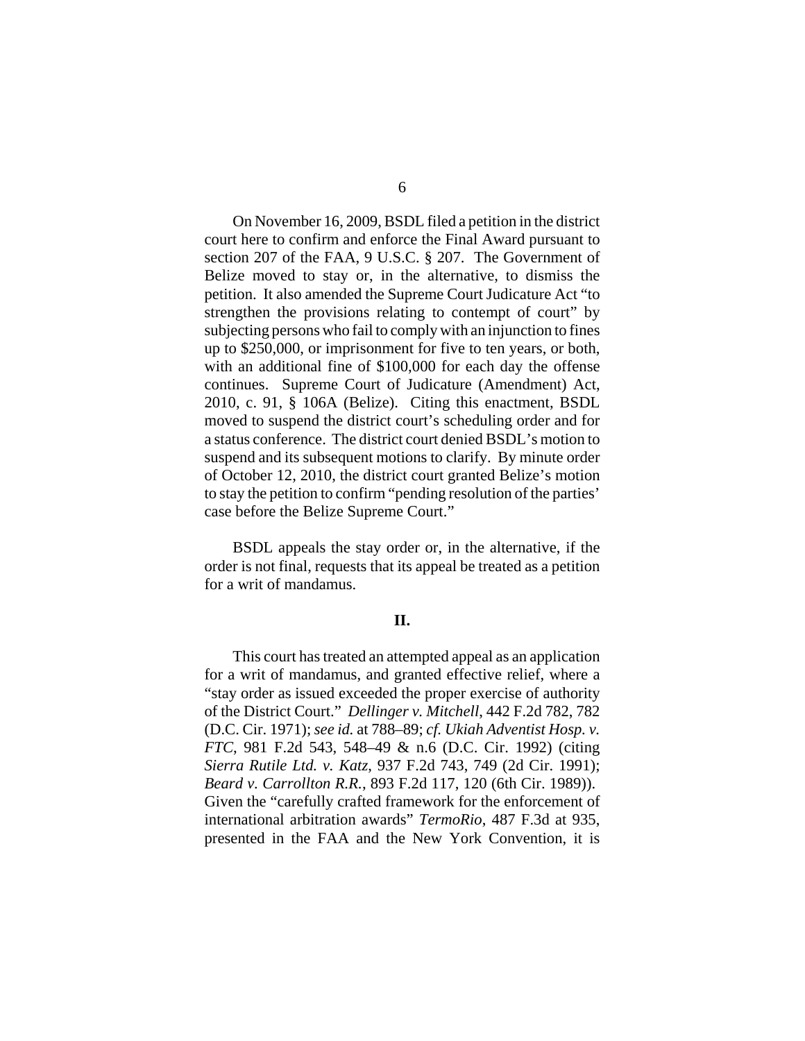On November 16, 2009, BSDL filed a petition in the district court here to confirm and enforce the Final Award pursuant to section 207 of the FAA, 9 U.S.C. § 207. The Government of Belize moved to stay or, in the alternative, to dismiss the petition. It also amended the Supreme Court Judicature Act "to strengthen the provisions relating to contempt of court" by subjecting persons who fail to comply with an injunction to fines up to $250,000, or imprisonment for five to ten years, or both, with an additional fine of $100,000 for each day the offense continues. Supreme Court of Judicature (Amendment) Act, 2010, c. 91, § 106A (Belize). Citing this enactment, BSDL moved to suspend the district court's scheduling order and for a status conference. The district court denied BSDL's motion to suspend and its subsequent motions to clarify. By minute order of October 12, 2010, the district court granted Belize's motion to stay the petition to confirm "pending resolution of the parties' case before the Belize Supreme Court."

BSDL appeals the stay order or, in the alternative, if the order is not final, requests that its appeal be treated as a petition for a writ of mandamus.

## II.

This court has treated an attempted appeal as an application for a writ of mandamus, and granted effective relief, where a "stay order as issued exceeded the proper exercise of authority of the District Court." *Dellinger v. Mitchell*, 442 F.2d 782, 782 (D.C. Cir. 1971); *see id.* at 788–89; *cf. Ukiah Adventist Hosp. v. FTC*, 981 F.2d 543, 548–49 & n.6 (D.C. Cir. 1992) (citing *Sierra Rutile Ltd. v. Katz*, 937 F.2d 743, 749 (2d Cir. 1991); *Beard v. Carrollton R.R.*, 893 F.2d 117, 120 (6th Cir. 1989)). Given the "carefully crafted framework for the enforcement of international arbitration awards" *TermoRio*, 487 F.3d at 935, presented in the FAA and the New York Convention, it is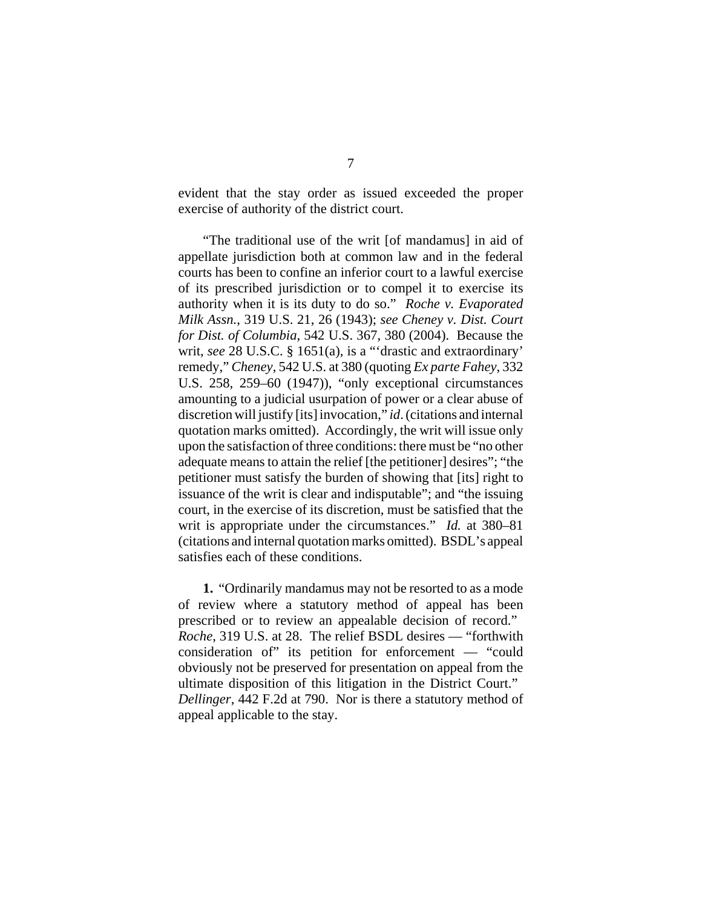evident that the stay order as issued exceeded the proper exercise of authority of the district court.

"The traditional use of the writ [of mandamus] in aid of appellate jurisdiction both at common law and in the federal courts has been to confine an inferior court to a lawful exercise of its prescribed jurisdiction or to compel it to exercise its authority when it is its duty to do so." *Roche v. Evaporated Milk Assn.*, 319 U.S. 21, 26 (1943); *see Cheney v. Dist. Court for Dist. of Columbia*, 542 U.S. 367, 380 (2004). Because the writ, *see* 28 U.S.C. § 1651(a), is a "'drastic and extraordinary' remedy," *Cheney*, 542 U.S. at 380 (quoting *Ex parte Fahey*, 332 U.S. 258, 259–60 (1947)), "only exceptional circumstances amounting to a judicial usurpation of power or a clear abuse of discretion will justify [its] invocation," *id*. (citations and internal quotation marks omitted). Accordingly, the writ will issue only upon the satisfaction of three conditions: there must be "no other adequate means to attain the relief [the petitioner] desires"; "the petitioner must satisfy the burden of showing that [its] right to issuance of the writ is clear and indisputable"; and "the issuing court, in the exercise of its discretion, must be satisfied that the writ is appropriate under the circumstances." *Id.* at 380–81 (citations and internal quotation marks omitted). BSDL's appeal satisfies each of these conditions.

**1.** "Ordinarily mandamus may not be resorted to as a mode of review where a statutory method of appeal has been prescribed or to review an appealable decision of record." *Roche*, 319 U.S. at 28. The relief BSDL desires — "forthwith consideration of" its petition for enforcement — "could obviously not be preserved for presentation on appeal from the ultimate disposition of this litigation in the District Court." *Dellinger*, 442 F.2d at 790. Nor is there a statutory method of appeal applicable to the stay.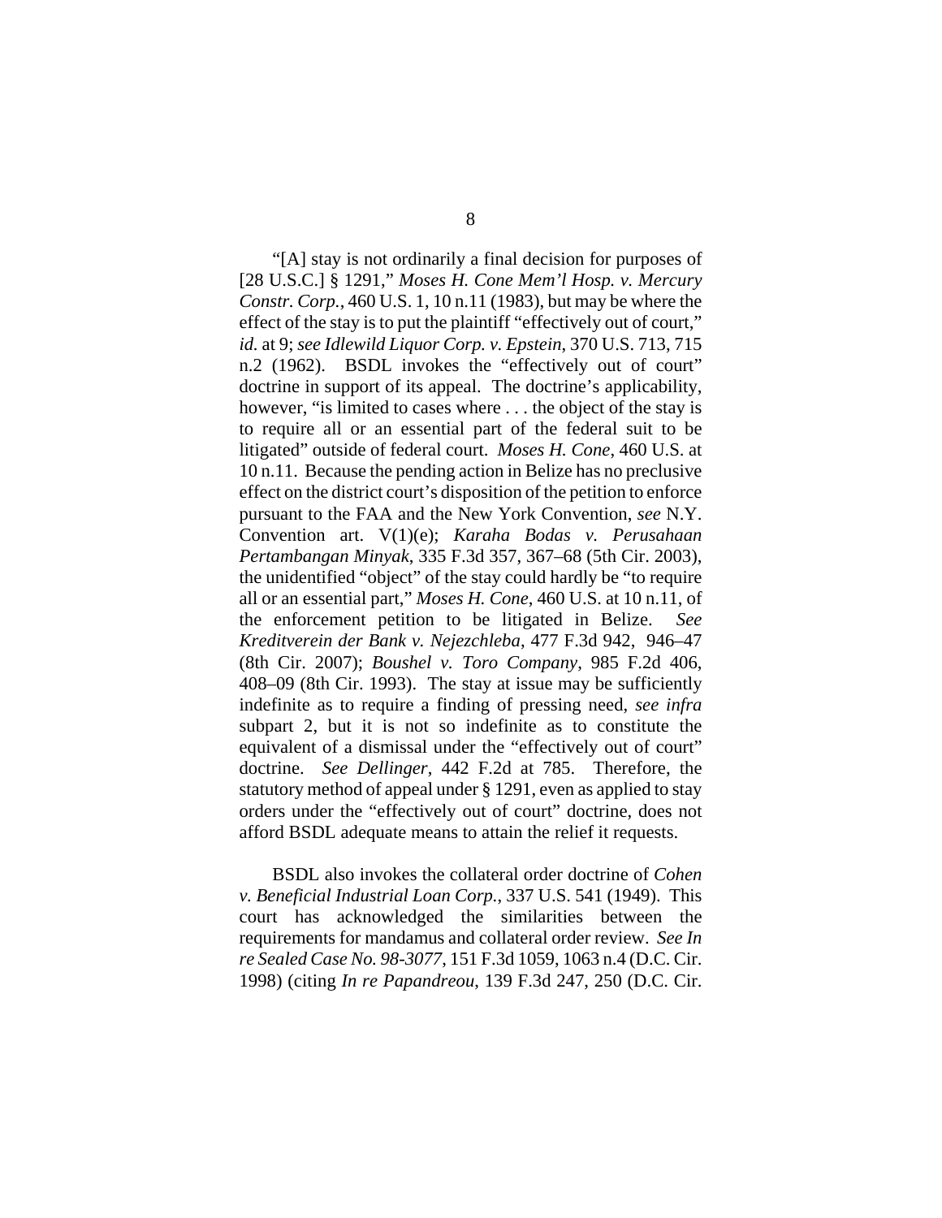"[A] stay is not ordinarily a final decision for purposes of [28 U.S.C.] § 1291," *Moses H. Cone Mem'l Hosp. v. Mercury Constr. Corp.*, 460 U.S. 1, 10 n.11 (1983), but may be where the effect of the stay is to put the plaintiff "effectively out of court," *id.* at 9; *see Idlewild Liquor Corp. v. Epstein*, 370 U.S. 713, 715 n.2 (1962). BSDL invokes the "effectively out of court" doctrine in support of its appeal. The doctrine's applicability, however, "is limited to cases where . . . the object of the stay is to require all or an essential part of the federal suit to be litigated" outside of federal court. *Moses H. Cone*, 460 U.S. at 10 n.11. Because the pending action in Belize has no preclusive effect on the district court's disposition of the petition to enforce pursuant to the FAA and the New York Convention, *see* N.Y. Convention art. V(1)(e); *Karaha Bodas v. Perusahaan Pertambangan Minyak*, 335 F.3d 357, 367–68 (5th Cir. 2003), the unidentified "object" of the stay could hardly be "to require all or an essential part," *Moses H. Cone*, 460 U.S. at 10 n.11, of the enforcement petition to be litigated in Belize. *See Kreditverein der Bank v. Nejezchleba*, 477 F.3d 942, 946–47 (8th Cir. 2007); *Boushel v. Toro Company*, 985 F.2d 406, 408–09 (8th Cir. 1993). The stay at issue may be sufficiently indefinite as to require a finding of pressing need, *see infra* subpart 2, but it is not so indefinite as to constitute the equivalent of a dismissal under the "effectively out of court" doctrine. *See Dellinger*, 442 F.2d at 785. Therefore, the statutory method of appeal under § 1291, even as applied to stay orders under the "effectively out of court" doctrine, does not afford BSDL adequate means to attain the relief it requests.

BSDL also invokes the collateral order doctrine of *Cohen v. Beneficial Industrial Loan Corp.*, 337 U.S. 541 (1949). This court has acknowledged the similarities between the requirements for mandamus and collateral order review. *See In re Sealed Case No. 98-3077*, 151 F.3d 1059, 1063 n.4 (D.C. Cir. 1998) (citing *In re Papandreou*, 139 F.3d 247, 250 (D.C. Cir.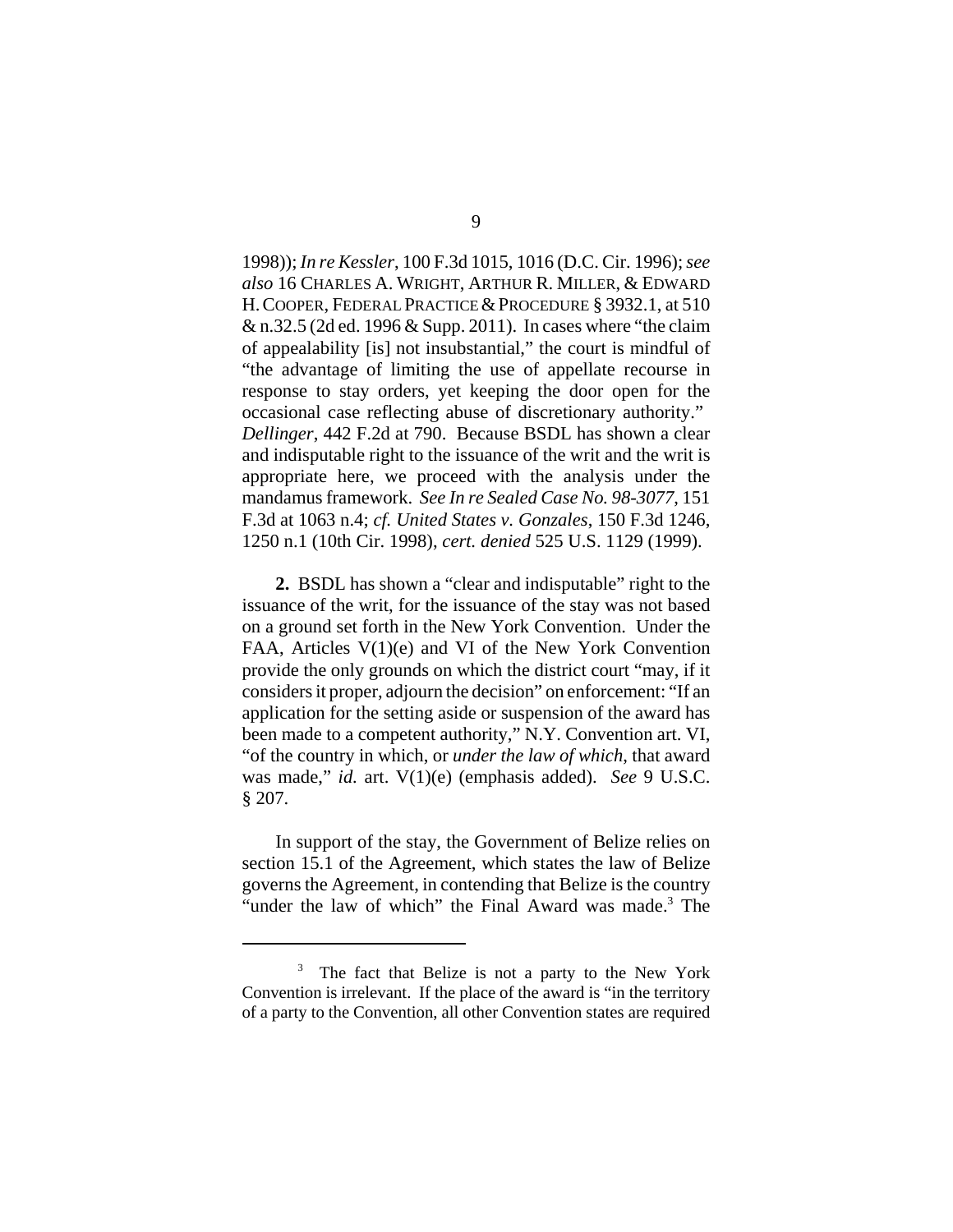1998)); *In re Kessler*, 100 F.3d 1015, 1016 (D.C. Cir. 1996); *see also* 16 CHARLES A. WRIGHT, ARTHUR R. MILLER, & EDWARD H. COOPER, FEDERAL PRACTICE & PROCEDURE § 3932.1, at 510 & n.32.5 (2d ed. 1996 & Supp. 2011). In cases where "the claim of appealability [is] not insubstantial," the court is mindful of "the advantage of limiting the use of appellate recourse in response to stay orders, yet keeping the door open for the occasional case reflecting abuse of discretionary authority." *Dellinger*, 442 F.2d at 790. Because BSDL has shown a clear and indisputable right to the issuance of the writ and the writ is appropriate here, we proceed with the analysis under the mandamus framework. *See In re Sealed Case No. 98-3077*, 151 F.3d at 1063 n.4; *cf. United States v. Gonzales*, 150 F.3d 1246, 1250 n.1 (10th Cir. 1998), *cert. denied* 525 U.S. 1129 (1999).

**2.** BSDL has shown a "clear and indisputable" right to the issuance of the writ, for the issuance of the stay was not based on a ground set forth in the New York Convention. Under the FAA, Articles V(1)(e) and VI of the New York Convention provide the only grounds on which the district court "may, if it considers it proper, adjourn the decision" on enforcement: "If an application for the setting aside or suspension of the award has been made to a competent authority," N.Y. Convention art. VI, "of the country in which, or *under the law of which*, that award was made," *id.* art. V(1)(e) (emphasis added). *See* 9 U.S.C. § 207.

In support of the stay, the Government of Belize relies on section 15.1 of the Agreement, which states the law of Belize governs the Agreement, in contending that Belize is the country "under the law of which" the Final Award was made.[3] The

[3] The fact that Belize is not a party to the New York Convention is irrelevant. If the place of the award is "in the territory of a party to the Convention, all other Convention states are required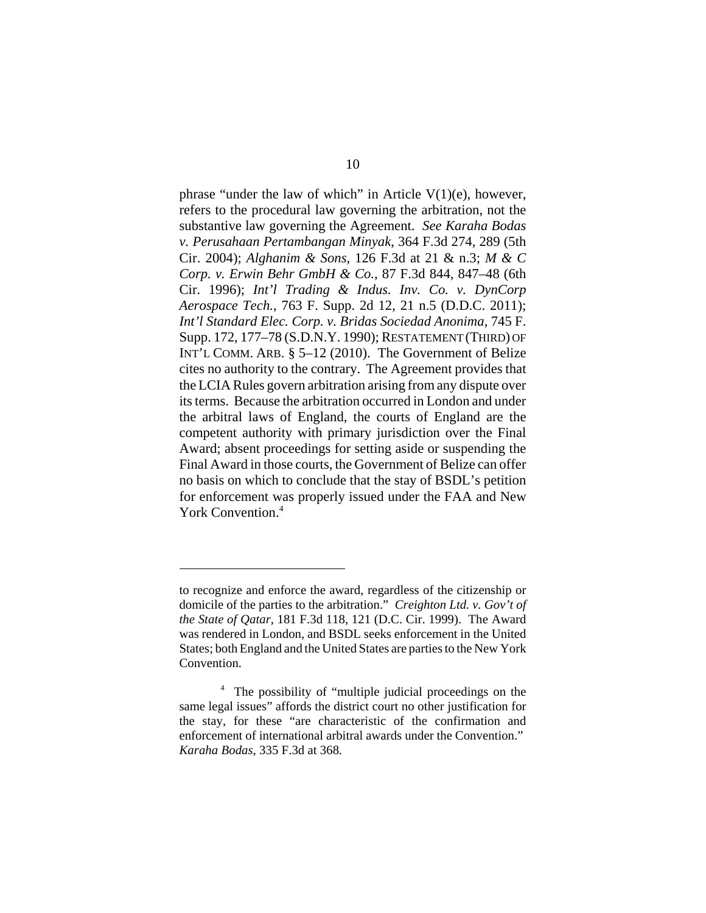phrase "under the law of which" in Article V(1)(e), however, refers to the procedural law governing the arbitration, not the substantive law governing the Agreement. *See Karaha Bodas v. Perusahaan Pertambangan Minyak*, 364 F.3d 274, 289 (5th Cir. 2004); *Alghanim & Sons*, 126 F.3d at 21 & n.3; *M & C Corp. v. Erwin Behr GmbH & Co.*, 87 F.3d 844, 847–48 (6th Cir. 1996); *Int'l Trading & Indus. Inv. Co. v. DynCorp Aerospace Tech.*, 763 F. Supp. 2d 12, 21 n.5 (D.D.C. 2011); *Int'l Standard Elec. Corp. v. Bridas Sociedad Anonima*, 745 F. Supp. 172, 177–78 (S.D.N.Y. 1990); RESTATEMENT (THIRD) OF INT'L COMM. ARB. § 5–12 (2010). The Government of Belize cites no authority to the contrary. The Agreement provides that the LCIA Rules govern arbitration arising from any dispute over its terms. Because the arbitration occurred in London and under the arbitral laws of England, the courts of England are the competent authority with primary jurisdiction over the Final Award; absent proceedings for setting aside or suspending the Final Award in those courts, the Government of Belize can offer no basis on which to conclude that the stay of BSDL's petition for enforcement was properly issued under the FAA and New York Convention.[4]

---

to recognize and enforce the award, regardless of the citizenship or domicile of the parties to the arbitration." *Creighton Ltd. v. Gov't of the State of Qatar*, 181 F.3d 118, 121 (D.C. Cir. 1999). The Award was rendered in London, and BSDL seeks enforcement in the United States; both England and the United States are parties to the New York Convention.

[4] The possibility of "multiple judicial proceedings on the same legal issues" affords the district court no other justification for the stay, for these "are characteristic of the confirmation and enforcement of international arbitral awards under the Convention." *Karaha Bodas*, 335 F.3d at 368.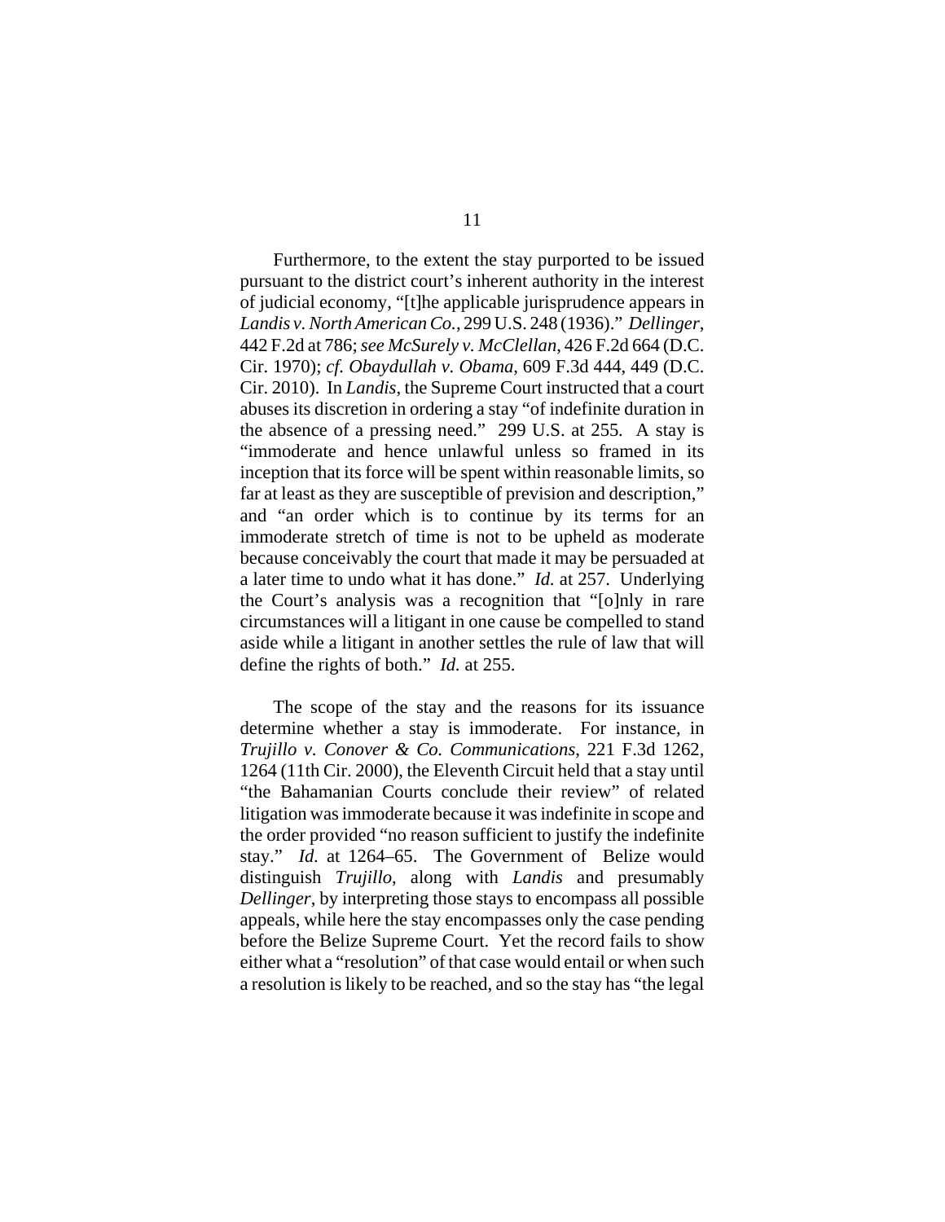Furthermore, to the extent the stay purported to be issued pursuant to the district court's inherent authority in the interest of judicial economy, "[t]he applicable jurisprudence appears in *Landis v. North American Co.*, 299 U.S. 248 (1936)." *Dellinger*, 442 F.2d at 786; *see McSurely v. McClellan*, 426 F.2d 664 (D.C. Cir. 1970); *cf. Obaydullah v. Obama*, 609 F.3d 444, 449 (D.C. Cir. 2010). In *Landis*, the Supreme Court instructed that a court abuses its discretion in ordering a stay "of indefinite duration in the absence of a pressing need." 299 U.S. at 255. A stay is "immoderate and hence unlawful unless so framed in its inception that its force will be spent within reasonable limits, so far at least as they are susceptible of prevision and description," and "an order which is to continue by its terms for an immoderate stretch of time is not to be upheld as moderate because conceivably the court that made it may be persuaded at a later time to undo what it has done." *Id.* at 257. Underlying the Court's analysis was a recognition that "[o]nly in rare circumstances will a litigant in one cause be compelled to stand aside while a litigant in another settles the rule of law that will define the rights of both." *Id.* at 255.

The scope of the stay and the reasons for its issuance determine whether a stay is immoderate. For instance, in *Trujillo v. Conover & Co. Communications*, 221 F.3d 1262, 1264 (11th Cir. 2000), the Eleventh Circuit held that a stay until "the Bahamanian Courts conclude their review" of related litigation was immoderate because it was indefinite in scope and the order provided "no reason sufficient to justify the indefinite stay." *Id.* at 1264–65. The Government of Belize would distinguish *Trujillo*, along with *Landis* and presumably *Dellinger*, by interpreting those stays to encompass all possible appeals, while here the stay encompasses only the case pending before the Belize Supreme Court. Yet the record fails to show either what a "resolution" of that case would entail or when such a resolution is likely to be reached, and so the stay has "the legal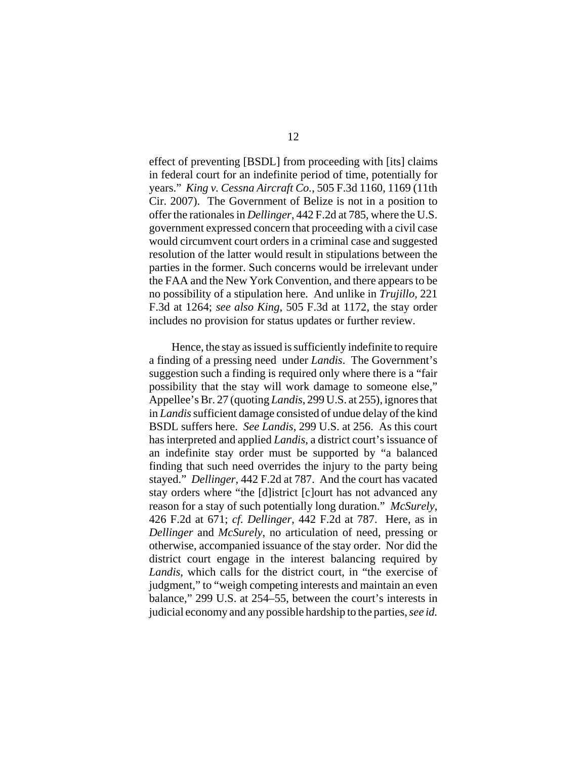effect of preventing [BSDL] from proceeding with [its] claims in federal court for an indefinite period of time, potentially for years." *King v. Cessna Aircraft Co.*, 505 F.3d 1160, 1169 (11th Cir. 2007). The Government of Belize is not in a position to offer the rationales in *Dellinger*, 442 F.2d at 785, where the U.S. government expressed concern that proceeding with a civil case would circumvent court orders in a criminal case and suggested resolution of the latter would result in stipulations between the parties in the former. Such concerns would be irrelevant under the FAA and the New York Convention, and there appears to be no possibility of a stipulation here. And unlike in *Trujillo*, 221 F.3d at 1264; *see also King*, 505 F.3d at 1172, the stay order includes no provision for status updates or further review.

Hence, the stay as issued is sufficiently indefinite to require a finding of a pressing need under *Landis*. The Government's suggestion such a finding is required only where there is a "fair possibility that the stay will work damage to someone else," Appellee's Br. 27 (quoting *Landis*, 299 U.S. at 255), ignores that in *Landis* sufficient damage consisted of undue delay of the kind BSDL suffers here. *See Landis*, 299 U.S. at 256. As this court has interpreted and applied *Landis*, a district court's issuance of an indefinite stay order must be supported by "a balanced finding that such need overrides the injury to the party being stayed." *Dellinger*, 442 F.2d at 787. And the court has vacated stay orders where "the [d]istrict [c]ourt has not advanced any reason for a stay of such potentially long duration." *McSurely*, 426 F.2d at 671; *cf. Dellinger*, 442 F.2d at 787. Here, as in *Dellinger* and *McSurely*, no articulation of need, pressing or otherwise, accompanied issuance of the stay order. Nor did the district court engage in the interest balancing required by *Landis*, which calls for the district court, in "the exercise of judgment," to "weigh competing interests and maintain an even balance," 299 U.S. at 254–55, between the court's interests in judicial economy and any possible hardship to the parties, *see id.*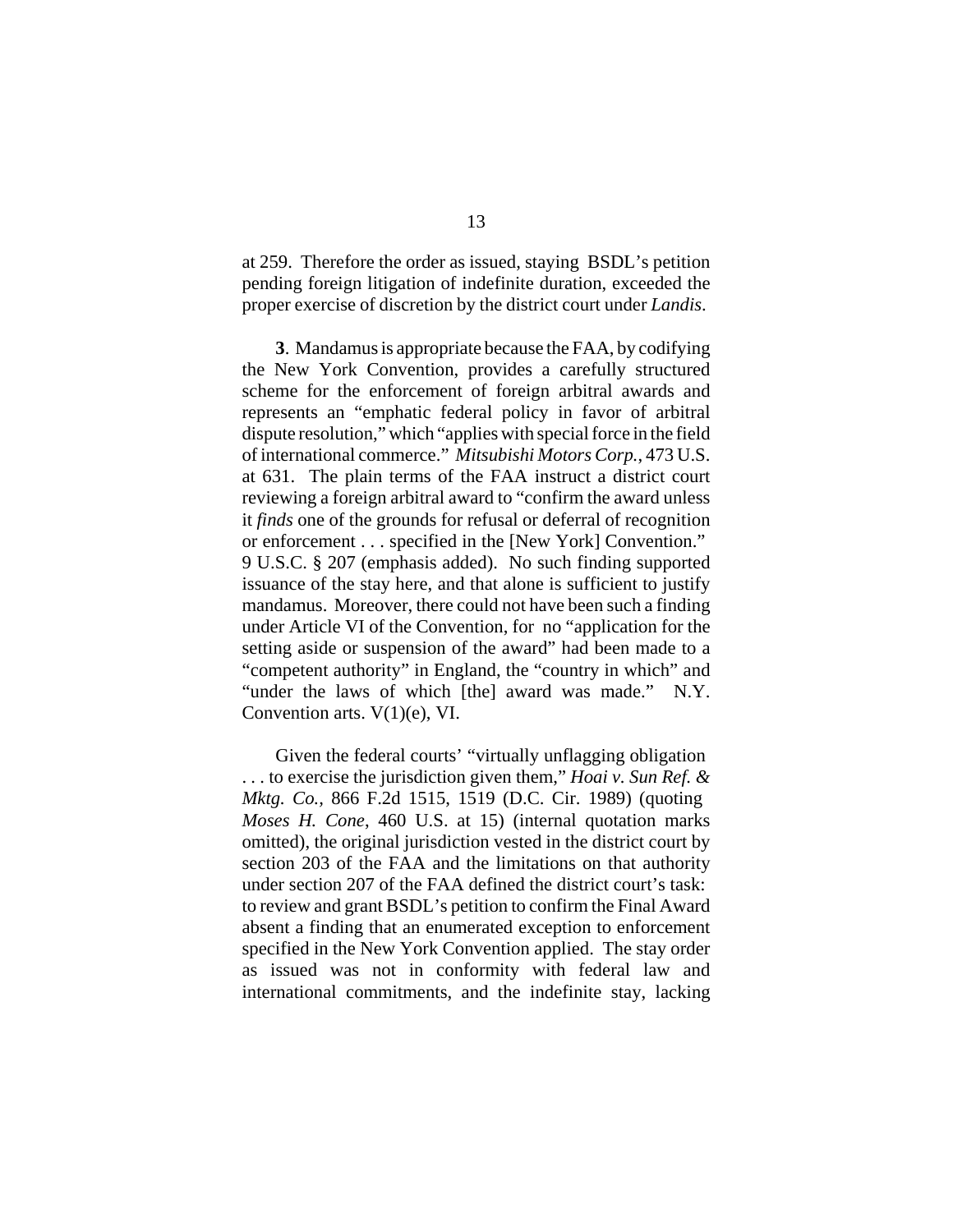at 259. Therefore the order as issued, staying BSDL's petition pending foreign litigation of indefinite duration, exceeded the proper exercise of discretion by the district court under *Landis*.

**3**. Mandamus is appropriate because the FAA, by codifying the New York Convention, provides a carefully structured scheme for the enforcement of foreign arbitral awards and represents an "emphatic federal policy in favor of arbitral dispute resolution," which "applies with special force in the field of international commerce." *Mitsubishi Motors Corp.*, 473 U.S. at 631. The plain terms of the FAA instruct a district court reviewing a foreign arbitral award to "confirm the award unless it *finds* one of the grounds for refusal or deferral of recognition or enforcement . . . specified in the [New York] Convention." 9 U.S.C. § 207 (emphasis added). No such finding supported issuance of the stay here, and that alone is sufficient to justify mandamus. Moreover, there could not have been such a finding under Article VI of the Convention, for no "application for the setting aside or suspension of the award" had been made to a "competent authority" in England, the "country in which" and "under the laws of which [the] award was made." N.Y. Convention arts. V(1)(e), VI.

Given the federal courts' "virtually unflagging obligation . . . to exercise the jurisdiction given them," *Hoai v. Sun Ref. & Mktg. Co.*, 866 F.2d 1515, 1519 (D.C. Cir. 1989) (quoting *Moses H. Cone*, 460 U.S. at 15) (internal quotation marks omitted), the original jurisdiction vested in the district court by section 203 of the FAA and the limitations on that authority under section 207 of the FAA defined the district court's task: to review and grant BSDL's petition to confirm the Final Award absent a finding that an enumerated exception to enforcement specified in the New York Convention applied. The stay order as issued was not in conformity with federal law and international commitments, and the indefinite stay, lacking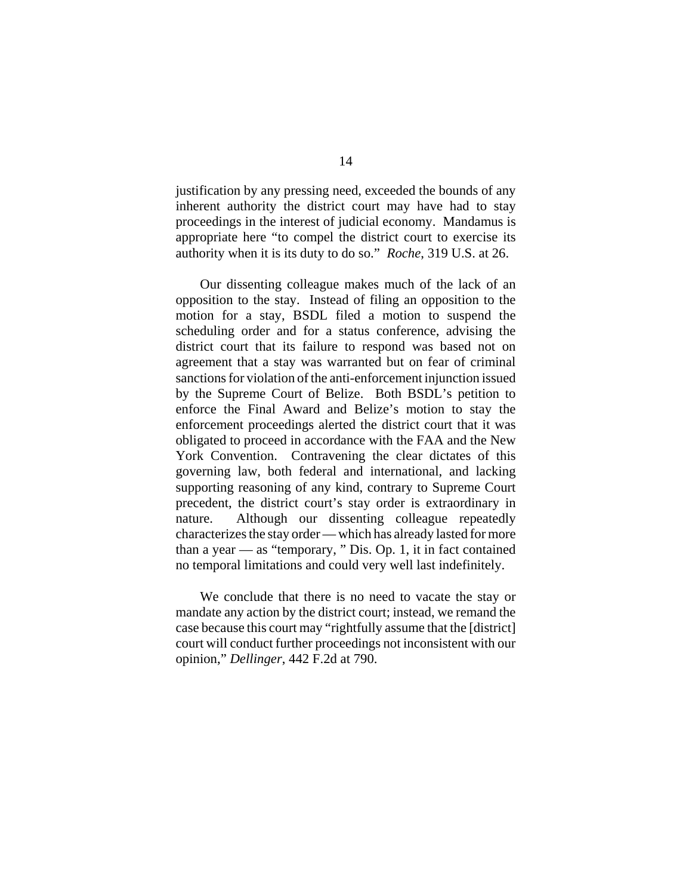justification by any pressing need, exceeded the bounds of any inherent authority the district court may have had to stay proceedings in the interest of judicial economy. Mandamus is appropriate here "to compel the district court to exercise its authority when it is its duty to do so." *Roche*, 319 U.S. at 26.

Our dissenting colleague makes much of the lack of an opposition to the stay. Instead of filing an opposition to the motion for a stay, BSDL filed a motion to suspend the scheduling order and for a status conference, advising the district court that its failure to respond was based not on agreement that a stay was warranted but on fear of criminal sanctions for violation of the anti-enforcement injunction issued by the Supreme Court of Belize. Both BSDL's petition to enforce the Final Award and Belize's motion to stay the enforcement proceedings alerted the district court that it was obligated to proceed in accordance with the FAA and the New York Convention. Contravening the clear dictates of this governing law, both federal and international, and lacking supporting reasoning of any kind, contrary to Supreme Court precedent, the district court's stay order is extraordinary in nature. Although our dissenting colleague repeatedly characterizes the stay order — which has already lasted for more than a year — as "temporary, " Dis. Op. 1, it in fact contained no temporal limitations and could very well last indefinitely.

We conclude that there is no need to vacate the stay or mandate any action by the district court; instead, we remand the case because this court may "rightfully assume that the [district] court will conduct further proceedings not inconsistent with our opinion," *Dellinger*, 442 F.2d at 790.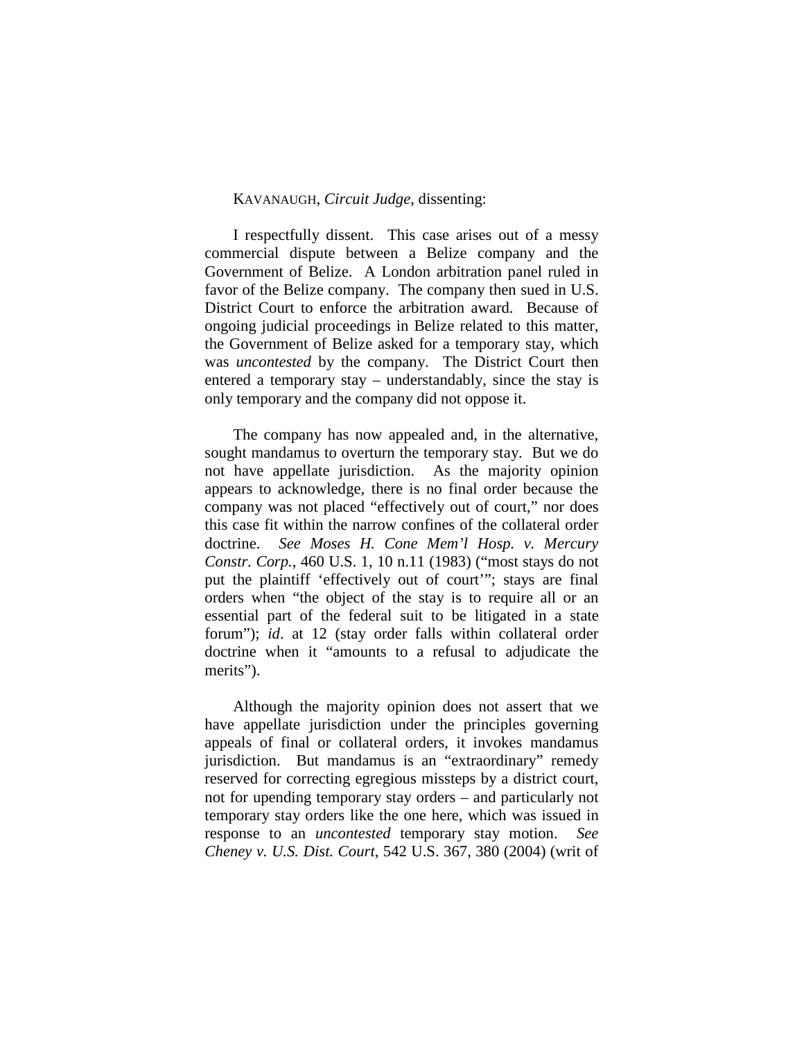KAVANAUGH, *Circuit Judge*, dissenting:

I respectfully dissent. This case arises out of a messy commercial dispute between a Belize company and the Government of Belize. A London arbitration panel ruled in favor of the Belize company. The company then sued in U.S. District Court to enforce the arbitration award. Because of ongoing judicial proceedings in Belize related to this matter, the Government of Belize asked for a temporary stay, which was *uncontested* by the company. The District Court then entered a temporary stay – understandably, since the stay is only temporary and the company did not oppose it.

The company has now appealed and, in the alternative, sought mandamus to overturn the temporary stay. But we do not have appellate jurisdiction. As the majority opinion appears to acknowledge, there is no final order because the company was not placed "effectively out of court," nor does this case fit within the narrow confines of the collateral order doctrine. *See Moses H. Cone Mem'l Hosp. v. Mercury Constr. Corp.*, 460 U.S. 1, 10 n.11 (1983) ("most stays do not put the plaintiff 'effectively out of court'"; stays are final orders when "the object of the stay is to require all or an essential part of the federal suit to be litigated in a state forum"); *id*. at 12 (stay order falls within collateral order doctrine when it "amounts to a refusal to adjudicate the merits").

Although the majority opinion does not assert that we have appellate jurisdiction under the principles governing appeals of final or collateral orders, it invokes mandamus jurisdiction. But mandamus is an "extraordinary" remedy reserved for correcting egregious missteps by a district court, not for upending temporary stay orders – and particularly not temporary stay orders like the one here, which was issued in response to an *uncontested* temporary stay motion. *See Cheney v. U.S. Dist. Court*, 542 U.S. 367, 380 (2004) (writ of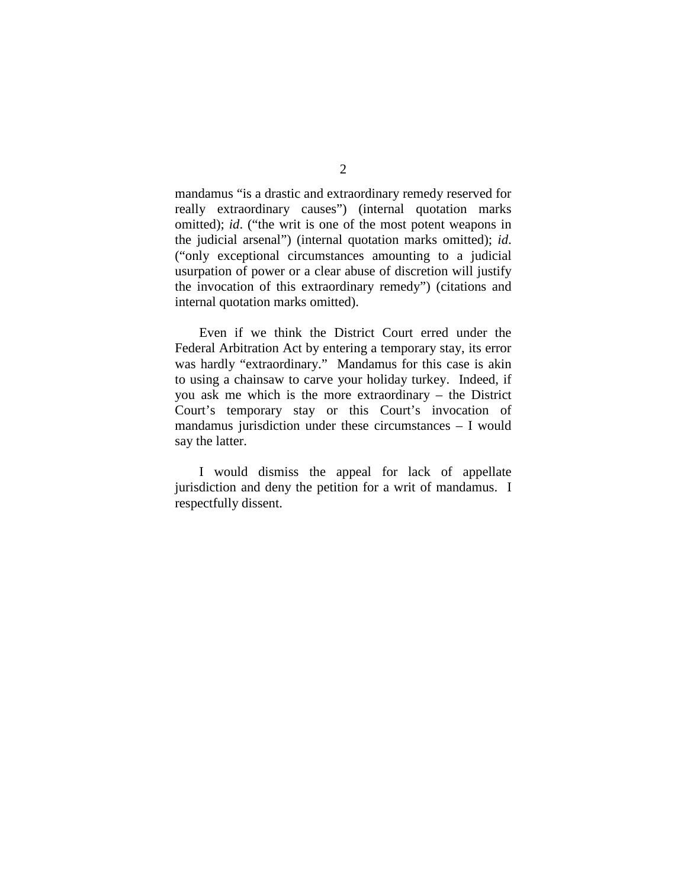mandamus "is a drastic and extraordinary remedy reserved for really extraordinary causes") (internal quotation marks omitted); *id*. ("the writ is one of the most potent weapons in the judicial arsenal") (internal quotation marks omitted); *id*. ("only exceptional circumstances amounting to a judicial usurpation of power or a clear abuse of discretion will justify the invocation of this extraordinary remedy") (citations and internal quotation marks omitted).

Even if we think the District Court erred under the Federal Arbitration Act by entering a temporary stay, its error was hardly "extraordinary." Mandamus for this case is akin to using a chainsaw to carve your holiday turkey. Indeed, if you ask me which is the more extraordinary – the District Court's temporary stay or this Court's invocation of mandamus jurisdiction under these circumstances – I would say the latter.

I would dismiss the appeal for lack of appellate jurisdiction and deny the petition for a writ of mandamus. I respectfully dissent.